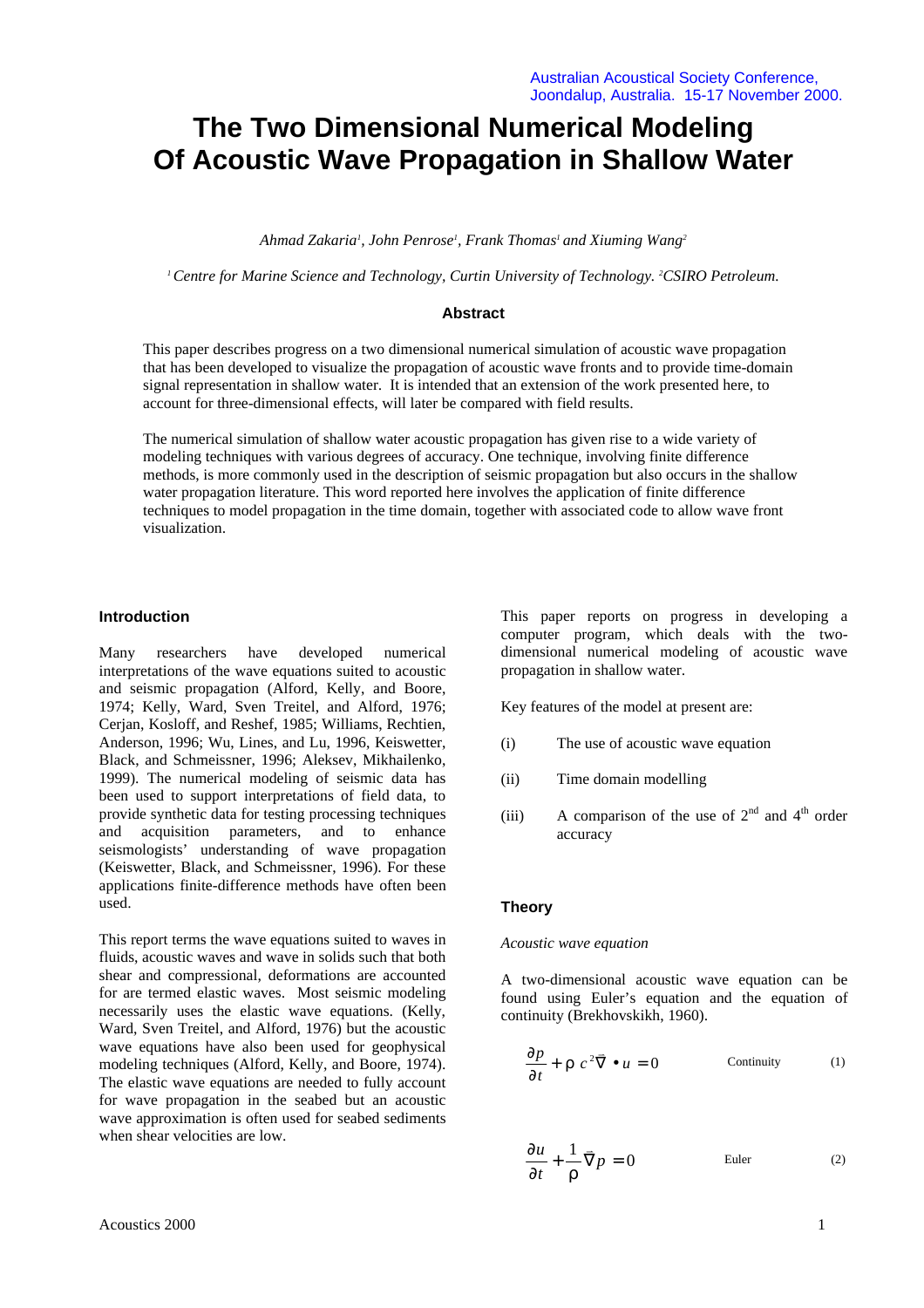# The Two Dimensional Numerical Modeling Of Acoustic Wave Propagation in Shallow Water

*Ahmad Zakaria[1], John Penrose[1], Frank Thomas[1] and Xiuming Wang[2]*

*[1] Centre for Marine Science and Technology, Curtin University of Technology. [2]CSIRO Petroleum.*

### Abstract

This paper describes progress on a two dimensional numerical simulation of acoustic wave propagation that has been developed to visualize the propagation of acoustic wave fronts and to provide time-domain signal representation in shallow water. It is intended that an extension of the work presented here, to account for three-dimensional effects, will later be compared with field results.

The numerical simulation of shallow water acoustic propagation has given rise to a wide variety of modeling techniques with various degrees of accuracy. One technique, involving finite difference methods, is more commonly used in the description of seismic propagation but also occurs in the shallow water propagation literature. This word reported here involves the application of finite difference techniques to model propagation in the time domain, together with associated code to allow wave front visualization.

## Introduction

Many researchers have developed numerical interpretations of the wave equations suited to acoustic and seismic propagation (Alford, Kelly, and Boore, 1974; Kelly, Ward, Sven Treitel, and Alford, 1976; Cerjan, Kosloff, and Reshef, 1985; Williams, Rechtien, Anderson, 1996; Wu, Lines, and Lu, 1996, Keiswetter, Black, and Schmeissner, 1996; Aleksev, Mikhailenko, 1999). The numerical modeling of seismic data has been used to support interpretations of field data, to provide synthetic data for testing processing techniques and acquisition parameters, and to enhance seismologists' understanding of wave propagation (Keiswetter, Black, and Schmeissner, 1996). For these applications finite-difference methods have often been used.

This report terms the wave equations suited to waves in fluids, acoustic waves and wave in solids such that both shear and compressional, deformations are accounted for are termed elastic waves. Most seismic modeling necessarily uses the elastic wave equations. (Kelly, Ward, Sven Treitel, and Alford, 1976) but the acoustic wave equations have also been used for geophysical modeling techniques (Alford, Kelly, and Boore, 1974). The elastic wave equations are needed to fully account for wave propagation in the seabed but an acoustic wave approximation is often used for seabed sediments when shear velocities are low.

This paper reports on progress in developing a computer program, which deals with the two-dimensional numerical modeling of acoustic wave propagation in shallow water.

Key features of the model at present are:

(i) The use of acoustic wave equation

(ii) Time domain modelling

(iii) A comparison of the use of 2nd and 4th order accuracy

## Theory

*Acoustic wave equation*

A two-dimensional acoustic wave equation can be found using Euler's equation and the equation of continuity (Brekhovskikh, 1960).

$$\frac{\partial p}{\partial t} + \rho\, c^2 \vec{\nabla} \bullet u = 0 \qquad \text{Continuity} \qquad (1)$$

$$\frac{\partial u}{\partial t} + \frac{1}{\rho}\vec{\nabla} p = 0 \qquad \text{Euler} \qquad (2)$$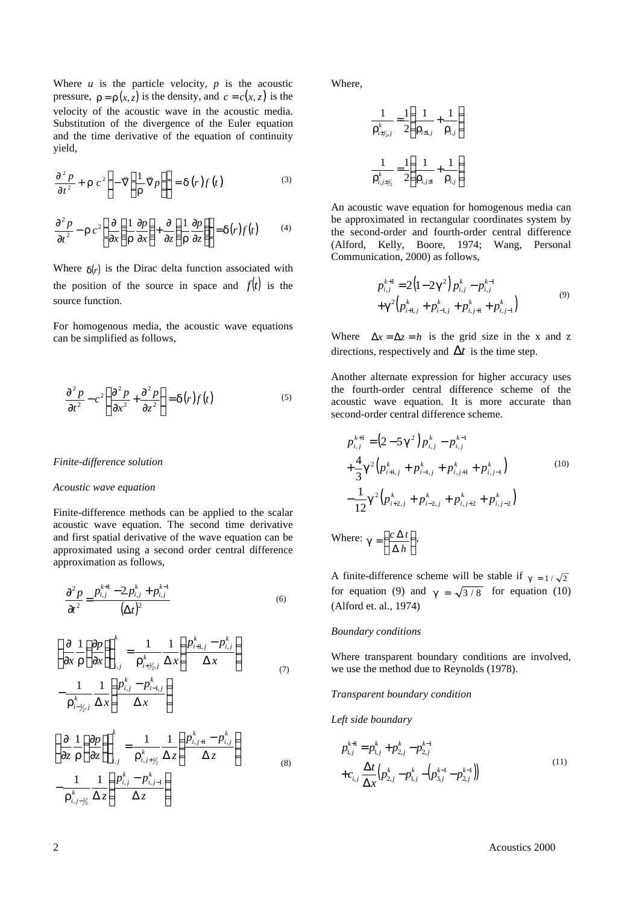Where $u$ is the particle velocity, $p$ is the acoustic pressure, $\rho = \rho(x,z)$ is the density, and $c = c(x,z)$ is the velocity of the acoustic wave in the acoustic media. Substitution of the divergence of the Euler equation and the time derivative of the equation of continuity yield,

$$\frac{\partial^2 p}{\partial t^2} + \rho\, c^2 \left( -\bar{\nabla} \cdot \left( \frac{1}{\rho} \bar{\nabla} p \right) \right) = \delta(r)\, f(t) \tag{3}$$

$$\frac{\partial^2 p}{\partial t^2} - \rho\, c^2 \left( \frac{\partial}{\partial x}\left( \frac{1}{\rho}\frac{\partial p}{\partial x} \right) + \frac{\partial}{\partial z}\left( \frac{1}{\rho}\frac{\partial p}{\partial z} \right) \right) = \delta(r) f(t) \tag{4}$$

Where $\delta(r)$ is the Dirac delta function associated with the position of the source in space and $f(t)$ is the source function.

For homogenous media, the acoustic wave equations can be simplified as follows,

$$\frac{\partial^2 p}{\partial t^2} - c^2 \left( \frac{\partial^2 p}{\partial x^2} + \frac{\partial^2 p}{\partial z^2} \right) = \delta(r) f(t) \tag{5}$$

*Finite-difference solution*

*Acoustic wave equation*

Finite-difference methods can be applied to the scalar acoustic wave equation. The second time derivative and first spatial derivative of the wave equation can be approximated using a second order central difference approximation as follows,

$$\frac{\partial^2 p}{\partial t^2} = \frac{p_{i,j}^{k+1} - 2 p_{i,j}^{k} + p_{i,j}^{k-1}}{(\Delta t)^2} \tag{6}$$

$$\left( \frac{\partial}{\partial x} \frac{1}{\rho} \left( \frac{\partial p}{\partial x} \right) \right)_{i,j}^{k} = \frac{1}{\rho_{i+\frac{1}{2},j}^{k}} \frac{1}{\Delta x} \left( \frac{p_{i+1,j}^{k} - p_{i,j}^{k}}{\Delta x} \right) - \frac{1}{\rho_{i-\frac{1}{2},j}^{k}} \frac{1}{\Delta x} \left( \frac{p_{i,j}^{k} - p_{i-1,j}^{k}}{\Delta x} \right) \tag{7}$$

$$\left( \frac{\partial}{\partial z} \frac{1}{\rho} \left( \frac{\partial p}{\partial z} \right) \right)_{i,j}^{k} = \frac{1}{\rho_{i,j+\frac{1}{2}}^{k}} \frac{1}{\Delta z} \left( \frac{p_{i,j+1}^{k} - p_{i,j}^{k}}{\Delta z} \right) - \frac{1}{\rho_{i,j-\frac{1}{2}}^{k}} \frac{1}{\Delta z} \left( \frac{p_{i,j}^{k} - p_{i,j-1}^{k}}{\Delta z} \right) \tag{8}$$

Where,

$$\frac{1}{\rho_{i\pm\frac{1}{2},j}^{k}} = \frac{1}{2}\left( \frac{1}{\rho_{i\pm1,j}} + \frac{1}{\rho_{i,j}} \right)$$

$$\frac{1}{\rho_{i,j\pm\frac{1}{2}}^{k}} = \frac{1}{2}\left( \frac{1}{\rho_{i,j\pm1}} + \frac{1}{\rho_{i,j}} \right)$$

An acoustic wave equation for homogenous media can be approximated in rectangular coordinates system by the second-order and fourth-order central difference (Alford, Kelly, Boore, 1974; Wang, Personal Communication, 2000) as follows,

$$p_{i,j}^{k+1} = 2\left(1 - 2\gamma^2\right) p_{i,j}^{k} - p_{i,j}^{k-1} + \gamma^2 \left( p_{i+1,j}^{k} + p_{i-1,j}^{k} + p_{i,j+1}^{k} + p_{i,j-1}^{k} \right) \tag{9}$$

Where $\Delta x = \Delta z = h$ is the grid size in the x and z directions, respectively and $\Delta t$ is the time step.

Another alternate expression for higher accuracy uses the fourth-order central difference scheme of the acoustic wave equation. It is more accurate than second-order central difference scheme.

$$p_{i,j}^{k+1} = \left(2 - 5\gamma^2\right) p_{i,j}^{k} - p_{i,j}^{k-1} + \frac{4}{3}\gamma^2 \left( p_{i+1,j}^{k} + p_{i-1,j}^{k} + p_{i,j+1}^{k} + p_{i,j-1}^{k} \right) - \frac{1}{12}\gamma^2 \left( p_{i+2,j}^{k} + p_{i-2,j}^{k} + p_{i,j+2}^{k} + p_{i,j-2}^{k} \right) \tag{10}$$

Where: $\gamma = \left( \frac{c\,\Delta t}{\Delta h} \right)$,

A finite-difference scheme will be stable if $\gamma = 1/\sqrt{2}$ for equation (9) and $\gamma = \sqrt{3/8}$ for equation (10) (Alford et. al., 1974)

*Boundary conditions*

Where transparent boundary conditions are involved, we use the method due to Reynolds (1978).

*Transparent boundary condition*

*Left side boundary*

$$p_{1,j}^{k+1} = p_{1,j}^{k} + p_{2,j}^{k} - p_{2,j}^{k-1} + c_{i,j} \frac{\Delta t}{\Delta x} \left( p_{2,j}^{k} - p_{1,j}^{k} - \left( p_{3,j}^{k-1} - p_{2,j}^{k-1} \right) \right) \tag{11}$$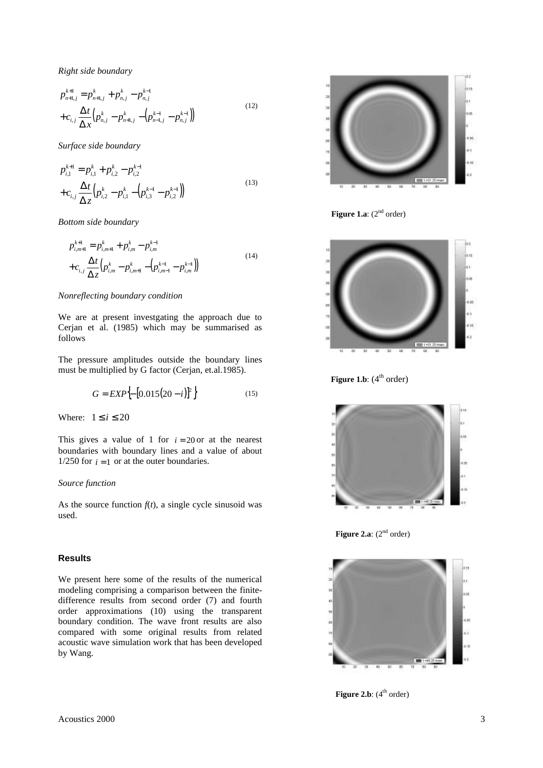*Right side boundary*

$$p_{n+1,j}^{k+1} = p_{n+1,j}^{k} + p_{n,j}^{k} - p_{n,j}^{k-1} + c_{i,j}\frac{\Delta t}{\Delta x}\left(p_{n,j}^{k} - p_{n+1,j}^{k} - \left(p_{n-1,j}^{k-1} - p_{n,j}^{k-1}\right)\right) \tag{12}$$

*Surface side boundary*

$$p_{i,1}^{k+1} = p_{i,1}^{k} + p_{i,2}^{k} - p_{i,2}^{k-1} + c_{i,j}\frac{\Delta t}{\Delta z}\left(p_{i,2}^{k} - p_{i,1}^{k} - \left(p_{i,3}^{k-1} - p_{i,2}^{k-1}\right)\right) \tag{13}$$

*Bottom side boundary*

$$p_{i,m+1}^{k+1} = p_{i,m+1}^{k} + p_{i,m}^{k} - p_{i,m}^{k-1} + c_{i,j}\frac{\Delta t}{\Delta z}\left(p_{i,m}^{k} - p_{i,m+1}^{k} - \left(p_{i,m-1}^{k-1} - p_{i,m}^{k-1}\right)\right) \tag{14}$$

*Nonreflecting boundary condition*

We are at present investgating the approach due to Cerjan et al. (1985) which may be summarised as follows

The pressure amplitudes outside the boundary lines must be multiplied by G factor (Cerjan, et.al.1985).

$$G = EXP\left\{-\left[0.015(20-i)\right]^2\right\} \tag{15}$$

Where: $1 \le i \le 20$

This gives a value of 1 for $i = 20$ or at the nearest boundaries with boundary lines and a value of about 1/250 for $i = 1$ or at the outer boundaries.

*Source function*

As the source function *f*(*t*), a single cycle sinusoid was used.

## Results

We present here some of the results of the numerical modeling comprising a comparison between the finite-difference results from second order (7) and fourth order approximations (10) using the transparent boundary condition. The wave front results are also compared with some original results from related acoustic wave simulation work that has been developed by Wang.

**Figure 1.a**: (2nd order)

**Figure 1.b**: (4th order)

**Figure 2.a**: (2nd order)

**Figure 2.b**: (4th order)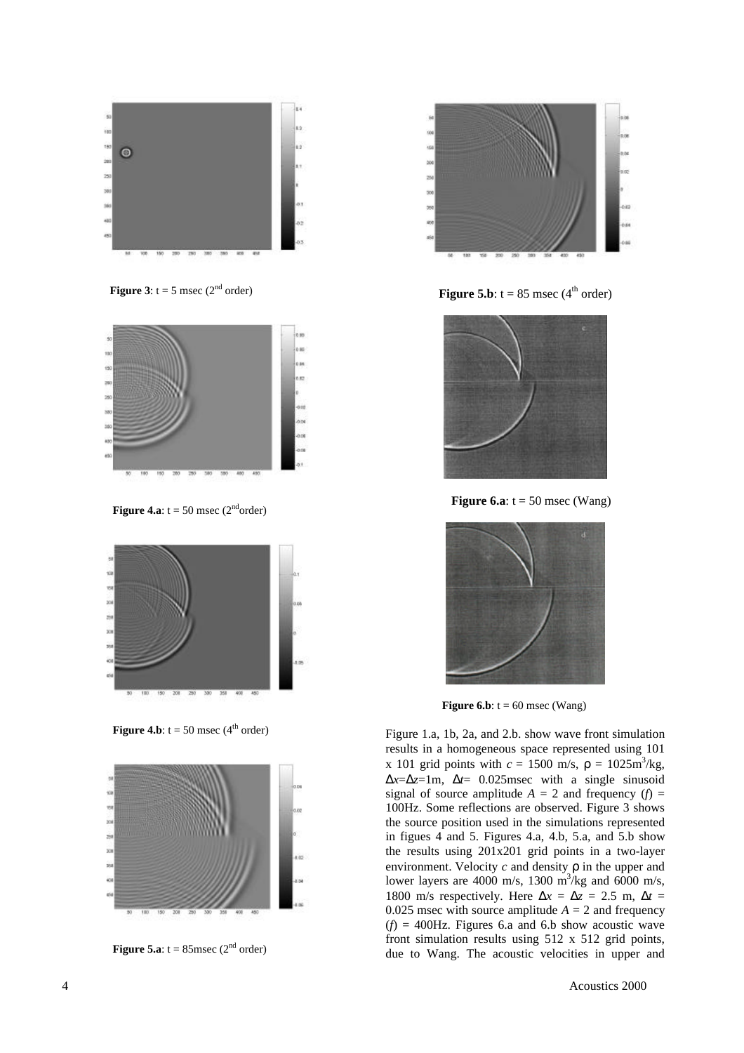**Figure 3**: t = 5 msec (2$^{nd}$ order)

**Figure 4.a**: t = 50 msec (2$^{nd}$order)

**Figure 4.b**: t = 50 msec (4$^{th}$ order)

**Figure 5.a**: t = 85msec (2$^{nd}$ order)

**Figure 5.b**: t = 85 msec (4$^{th}$ order)

**Figure 6.a**: t = 50 msec (Wang)

**Figure 6.b**: t = 60 msec (Wang)

Figure 1.a, 1b, 2a, and 2.b. show wave front simulation results in a homogeneous space represented using 101 x 101 grid points with $c$ = 1500 m/s, $\rho$ = 1025m$^3$/kg, $\Delta x$=$\Delta z$=1m, $\Delta t$= 0.025msec with a single sinusoid signal of source amplitude $A$ = 2 and frequency ($f$) = 100Hz. Some reflections are observed. Figure 3 shows the source position used in the simulations represented in figues 4 and 5. Figures 4.a, 4.b, 5.a, and 5.b show the results using 201x201 grid points in a two-layer environment. Velocity $c$ and density $\rho$ in the upper and lower layers are 4000 m/s, 1300 m$^3$/kg and 6000 m/s, 1800 m/s respectively. Here $\Delta x$ = $\Delta z$ = 2.5 m, $\Delta t$ = 0.025 msec with source amplitude $A$ = 2 and frequency ($f$) = 400Hz. Figures 6.a and 6.b show acoustic wave front simulation results using 512 x 512 grid points, due to Wang. The acoustic velocities in upper and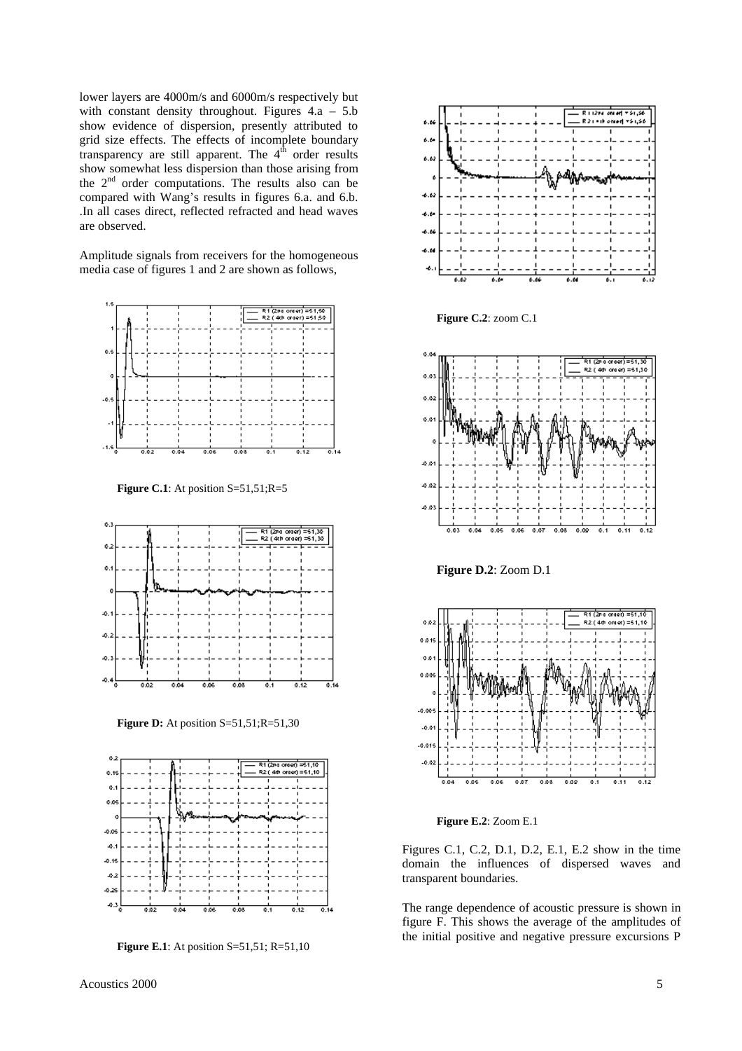lower layers are 4000m/s and 6000m/s respectively but with constant density throughout. Figures 4.a – 5.b show evidence of dispersion, presently attributed to grid size effects. The effects of incomplete boundary transparency are still apparent. The $4^{th}$ order results show somewhat less dispersion than those arising from the $2^{nd}$ order computations. The results also can be compared with Wang's results in figures 6.a. and 6.b. .In all cases direct, reflected refracted and head waves are observed.

Amplitude signals from receivers for the homogeneous media case of figures 1 and 2 are shown as follows,

**Figure C.1**: At position S=51,51;R=5

**Figure D:** At position S=51,51;R=51,30

**Figure E.1**: At position S=51,51; R=51,10

**Figure C.2**: zoom C.1

**Figure D.2**: Zoom D.1

**Figure E.2**: Zoom E.1

Figures C.1, C.2, D.1, D.2, E.1, E.2 show in the time domain the influences of dispersed waves and transparent boundaries.

The range dependence of acoustic pressure is shown in figure F. This shows the average of the amplitudes of the initial positive and negative pressure excursions P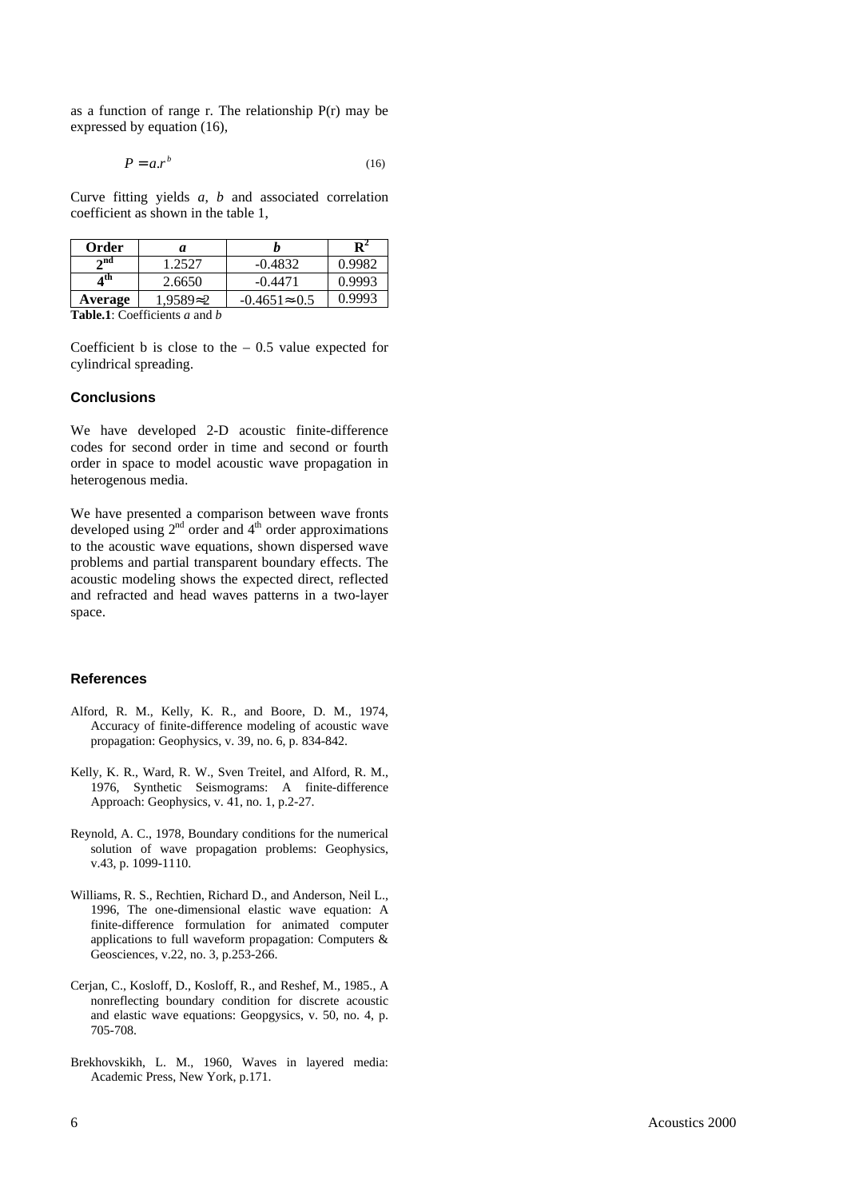as a function of range r. The relationship P(r) may be expressed by equation (16),

$$P = a.r^{b} \tag{16}$$

Curve fitting yields *a*, *b* and associated correlation coefficient as shown in the table 1,

| Order | *a* | *b* | $R^2$ |
|---|---|---|---|
| $2^{nd}$ | 1.2527 | -0.4832 | 0.9982 |
| $4^{th}$ | 2.6650 | -0.4471 | 0.9993 |
| Average | $1{,}9589 \approx 2$ | $-0.4651 \approx 0.5$ | 0.9993 |

**Table.1**: Coefficients *a* and *b*

Coefficient b is close to the – 0.5 value expected for cylindrical spreading.

## Conclusions

We have developed 2-D acoustic finite-difference codes for second order in time and second or fourth order in space to model acoustic wave propagation in heterogenous media.

We have presented a comparison between wave fronts developed using $2^{nd}$ order and $4^{th}$ order approximations to the acoustic wave equations, shown dispersed wave problems and partial transparent boundary effects. The acoustic modeling shows the expected direct, reflected and refracted and head waves patterns in a two-layer space.

## References

Alford, R. M., Kelly, K. R., and Boore, D. M., 1974, Accuracy of finite-difference modeling of acoustic wave propagation: Geophysics, v. 39, no. 6, p. 834-842.

Kelly, K. R., Ward, R. W., Sven Treitel, and Alford, R. M., 1976, Synthetic Seismograms: A finite-difference Approach: Geophysics, v. 41, no. 1, p.2-27.

Reynold, A. C., 1978, Boundary conditions for the numerical solution of wave propagation problems: Geophysics, v.43, p. 1099-1110.

Williams, R. S., Rechtien, Richard D., and Anderson, Neil L., 1996, The one-dimensional elastic wave equation: A finite-difference formulation for animated computer applications to full waveform propagation: Computers & Geosciences, v.22, no. 3, p.253-266.

Cerjan, C., Kosloff, D., Kosloff, R., and Reshef, M., 1985., A nonreflecting boundary condition for discrete acoustic and elastic wave equations: Geopgysics, v. 50, no. 4, p. 705-708.

Brekhovskikh, L. M., 1960, Waves in layered media: Academic Press, New York, p.171.